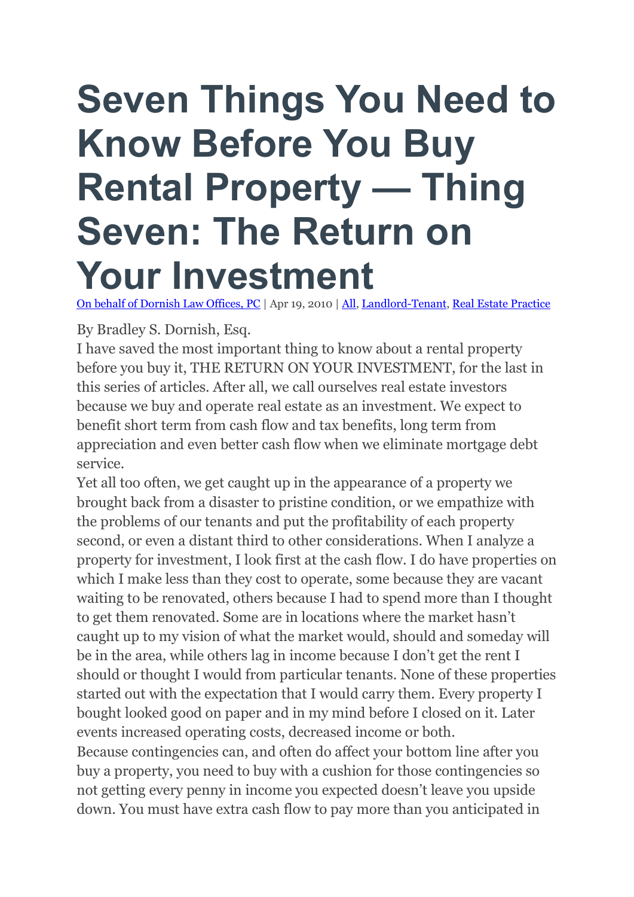# Seven Things You Need to Know Before You Buy Rental Property — Thing Seven: The Return on Your Investment

On behalf of Dornish Law Offices, PC | Apr 19, 2010 | All, Landlord-Tenant, Real Estate Practice

By Bradley S. Dornish, Esq.

I have saved the most important thing to know about a rental property before you buy it, THE RETURN ON YOUR INVESTMENT, for the last in this series of articles. After all, we call ourselves real estate investors because we buy and operate real estate as an investment. We expect to benefit short term from cash flow and tax benefits, long term from appreciation and even better cash flow when we eliminate mortgage debt service.

Yet all too often, we get caught up in the appearance of a property we brought back from a disaster to pristine condition, or we empathize with the problems of our tenants and put the profitability of each property second, or even a distant third to other considerations. When I analyze a property for investment, I look first at the cash flow. I do have properties on which I make less than they cost to operate, some because they are vacant waiting to be renovated, others because I had to spend more than I thought to get them renovated. Some are in locations where the market hasn't caught up to my vision of what the market would, should and someday will be in the area, while others lag in income because I don't get the rent I should or thought I would from particular tenants. None of these properties started out with the expectation that I would carry them. Every property I bought looked good on paper and in my mind before I closed on it. Later events increased operating costs, decreased income or both.

Because contingencies can, and often do affect your bottom line after you buy a property, you need to buy with a cushion for those contingencies so not getting every penny in income you expected doesn't leave you upside down. You must have extra cash flow to pay more than you anticipated in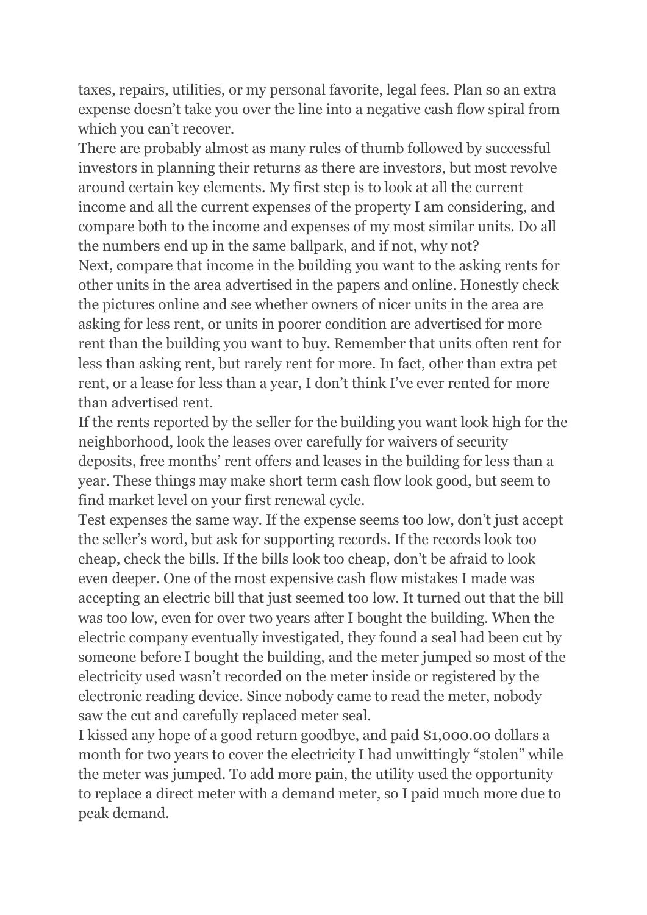taxes, repairs, utilities, or my personal favorite, legal fees. Plan so an extra expense doesn't take you over the line into a negative cash flow spiral from which you can't recover.

There are probably almost as many rules of thumb followed by successful investors in planning their returns as there are investors, but most revolve around certain key elements. My first step is to look at all the current income and all the current expenses of the property I am considering, and compare both to the income and expenses of my most similar units. Do all the numbers end up in the same ballpark, and if not, why not?

Next, compare that income in the building you want to the asking rents for other units in the area advertised in the papers and online. Honestly check the pictures online and see whether owners of nicer units in the area are asking for less rent, or units in poorer condition are advertised for more rent than the building you want to buy. Remember that units often rent for less than asking rent, but rarely rent for more. In fact, other than extra pet rent, or a lease for less than a year, I don't think I've ever rented for more than advertised rent.

If the rents reported by the seller for the building you want look high for the neighborhood, look the leases over carefully for waivers of security deposits, free months' rent offers and leases in the building for less than a year. These things may make short term cash flow look good, but seem to find market level on your first renewal cycle.

Test expenses the same way. If the expense seems too low, don't just accept the seller's word, but ask for supporting records. If the records look too cheap, check the bills. If the bills look too cheap, don't be afraid to look even deeper. One of the most expensive cash flow mistakes I made was accepting an electric bill that just seemed too low. It turned out that the bill was too low, even for over two years after I bought the building. When the electric company eventually investigated, they found a seal had been cut by someone before I bought the building, and the meter jumped so most of the electricity used wasn't recorded on the meter inside or registered by the electronic reading device. Since nobody came to read the meter, nobody saw the cut and carefully replaced meter seal.

I kissed any hope of a good return goodbye, and paid $1,000.00 dollars a month for two years to cover the electricity I had unwittingly "stolen" while the meter was jumped. To add more pain, the utility used the opportunity to replace a direct meter with a demand meter, so I paid much more due to peak demand.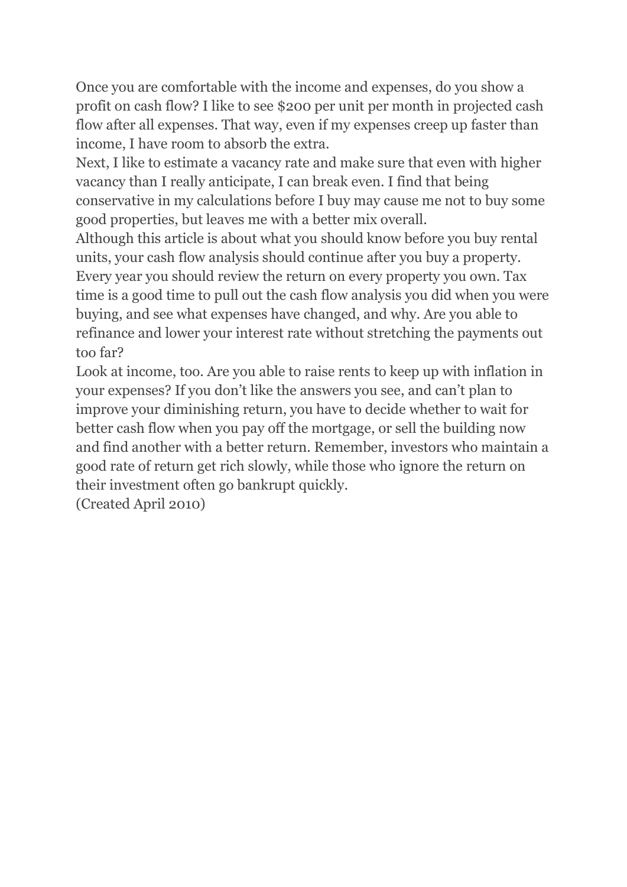Once you are comfortable with the income and expenses, do you show a profit on cash flow? I like to see $200 per unit per month in projected cash flow after all expenses. That way, even if my expenses creep up faster than income, I have room to absorb the extra.

Next, I like to estimate a vacancy rate and make sure that even with higher vacancy than I really anticipate, I can break even. I find that being conservative in my calculations before I buy may cause me not to buy some good properties, but leaves me with a better mix overall.

Although this article is about what you should know before you buy rental units, your cash flow analysis should continue after you buy a property. Every year you should review the return on every property you own. Tax time is a good time to pull out the cash flow analysis you did when you were buying, and see what expenses have changed, and why. Are you able to refinance and lower your interest rate without stretching the payments out too far?

Look at income, too. Are you able to raise rents to keep up with inflation in your expenses? If you don't like the answers you see, and can't plan to improve your diminishing return, you have to decide whether to wait for better cash flow when you pay off the mortgage, or sell the building now and find another with a better return. Remember, investors who maintain a good rate of return get rich slowly, while those who ignore the return on their investment often go bankrupt quickly.

(Created April 2010)